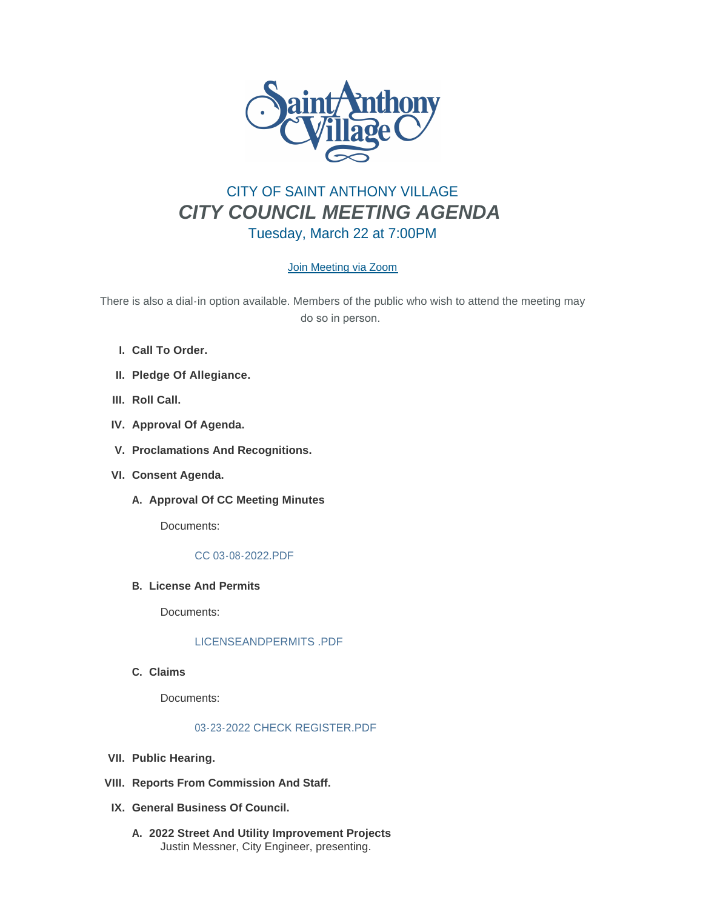CITY OF SAINT ANTHONY VILLAGE

# *CITY COUNCIL MEETING AGENDA*

Tuesday, March 22 at 7:00PM

Join Meeting via Zoom

There is also a dial-in option available. Members of the public who wish to attend the meeting may do so in person.

I. **Call To Order.**

II. **Pledge Of Allegiance.**

III. **Roll Call.**

IV. **Approval Of Agenda.**

V. **Proclamations And Recognitions.**

VI. **Consent Agenda.**

   A. **Approval Of CC Meeting Minutes**

      Documents:

      CC 03-08-2022.PDF

   B. **License And Permits**

      Documents:

      LICENSEANDPERMITS .PDF

   C. **Claims**

      Documents:

      03-23-2022 CHECK REGISTER.PDF

VII. **Public Hearing.**

VIII. **Reports From Commission And Staff.**

IX. **General Business Of Council.**

   A. **2022 Street And Utility Improvement Projects**
      Justin Messner, City Engineer, presenting.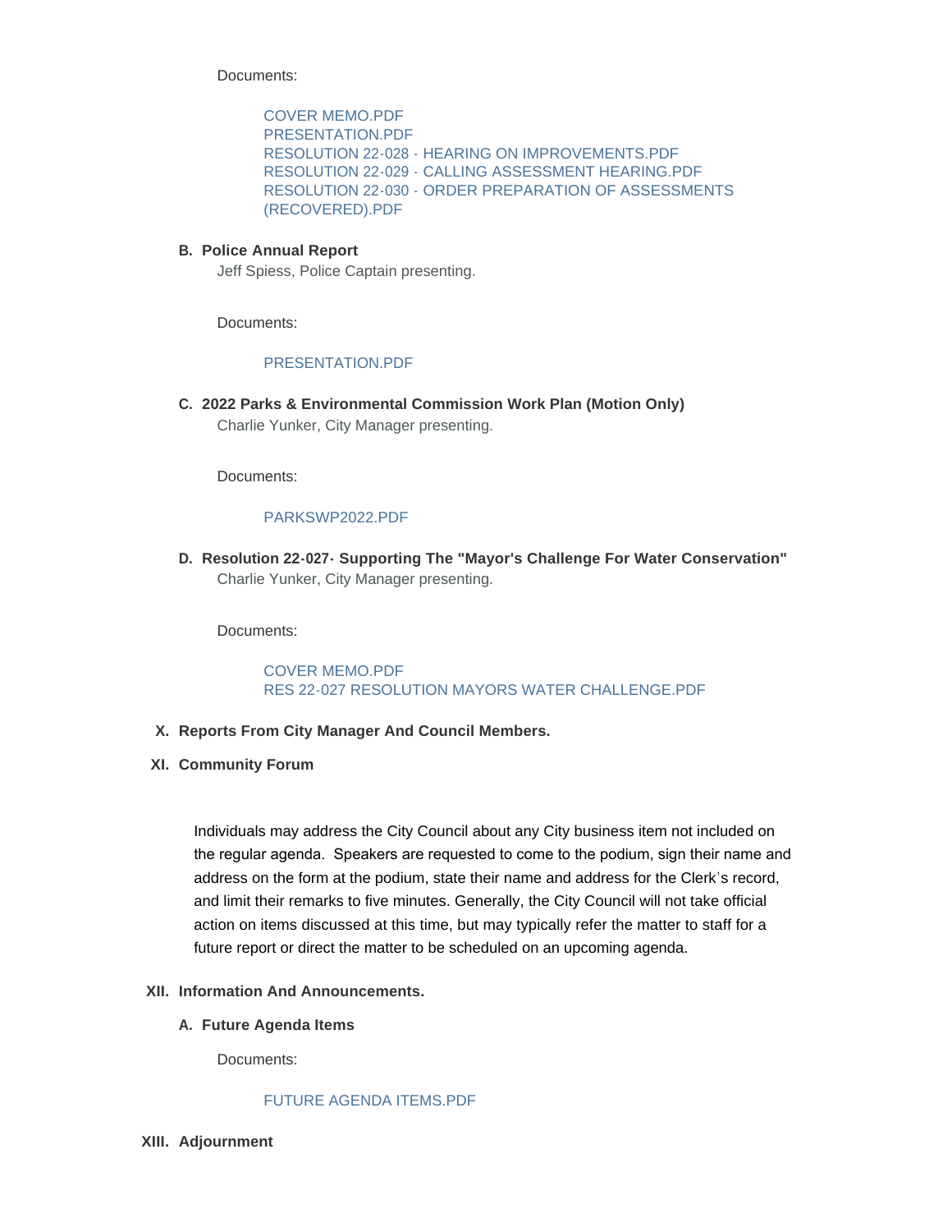Documents:

COVER MEMO.PDF
PRESENTATION.PDF
RESOLUTION 22-028 - HEARING ON IMPROVEMENTS.PDF
RESOLUTION 22-029 - CALLING ASSESSMENT HEARING.PDF
RESOLUTION 22-030 - ORDER PREPARATION OF ASSESSMENTS (RECOVERED).PDF

B. **Police Annual Report**

Jeff Spiess, Police Captain presenting.

Documents:

PRESENTATION.PDF

C. **2022 Parks & Environmental Commission Work Plan (Motion Only)**

Charlie Yunker, City Manager presenting.

Documents:

PARKSWP2022.PDF

D. **Resolution 22-027- Supporting The "Mayor's Challenge For Water Conservation"**

Charlie Yunker, City Manager presenting.

Documents:

COVER MEMO.PDF
RES 22-027 RESOLUTION MAYORS WATER CHALLENGE.PDF

X. **Reports From City Manager And Council Members.**

XI. **Community Forum**

Individuals may address the City Council about any City business item not included on the regular agenda. Speakers are requested to come to the podium, sign their name and address on the form at the podium, state their name and address for the Clerk's record, and limit their remarks to five minutes. Generally, the City Council will not take official action on items discussed at this time, but may typically refer the matter to staff for a future report or direct the matter to be scheduled on an upcoming agenda.

XII. **Information And Announcements.**

A. **Future Agenda Items**

Documents:

FUTURE AGENDA ITEMS.PDF

XIII. **Adjournment**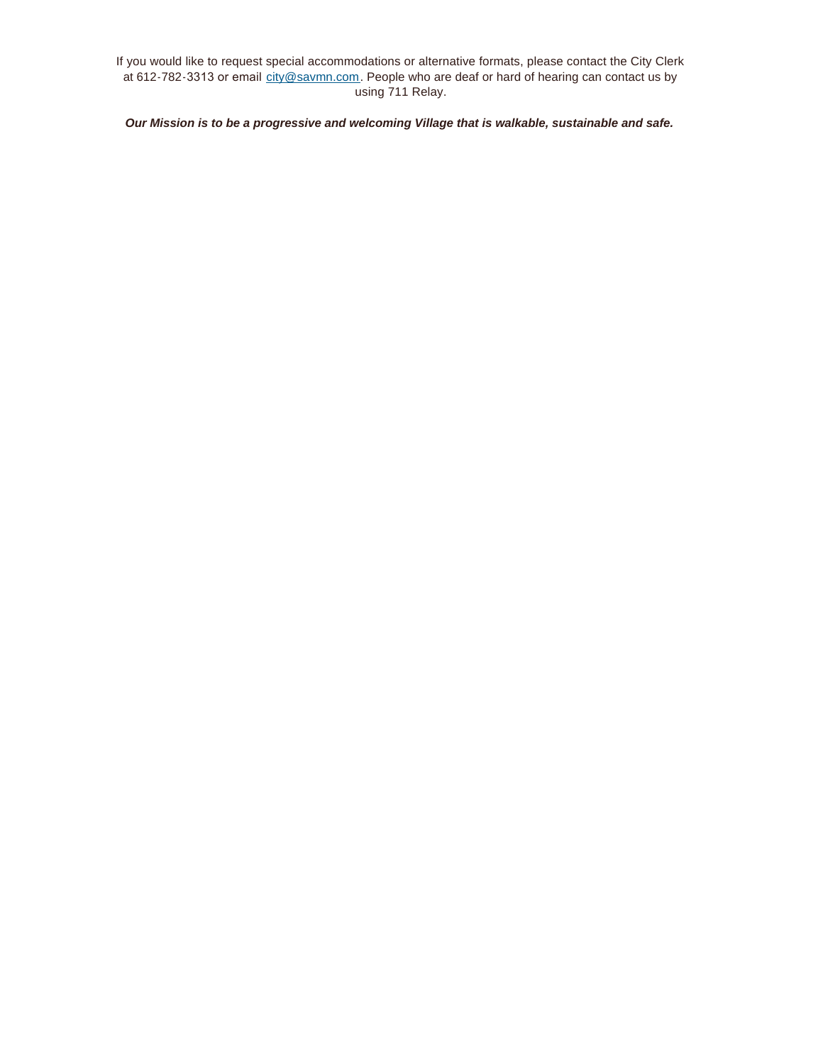If you would like to request special accommodations or alternative formats, please contact the City Clerk at 612-782-3313 or email [city@savmn.com](mailto:city@savmn.com). People who are deaf or hard of hearing can contact us by using 711 Relay.

***Our Mission is to be a progressive and welcoming Village that is walkable, sustainable and safe.***